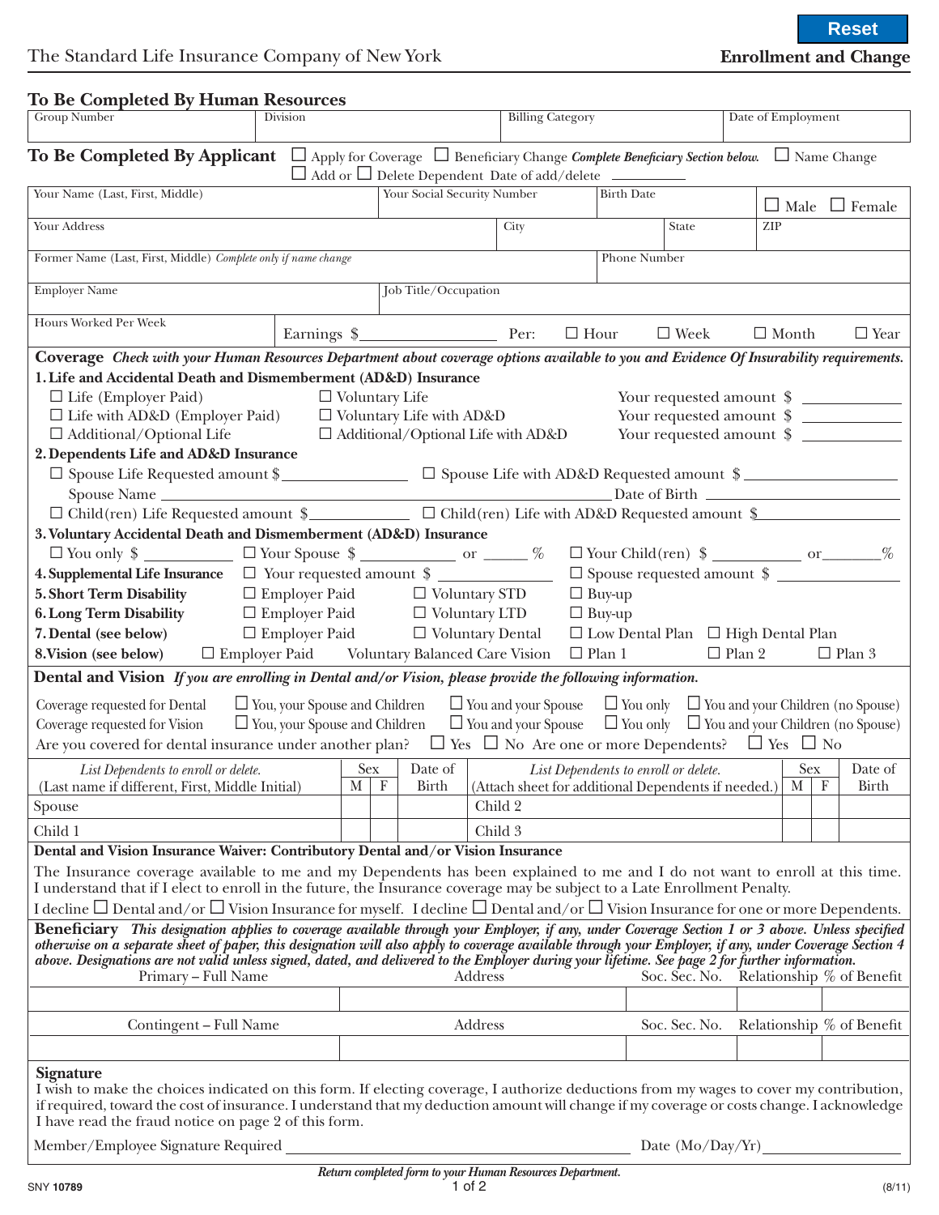The Standard Life Insurance Company of New York

**Enrollment and Change**

## To Be Completed By Human Resources

| Group Number | Division | Billing Category | Date of Employment |
|---|---|---|---|
| | | | |

## To Be Completed By Applicant

☐ Apply for Coverage ☐ Beneficiary Change *Complete Beneficiary Section below.* ☐ Name Change
☐ Add or ☐ Delete Dependent Date of add/delete ________

| Your Name (Last, First, Middle) | Your Social Security Number | Birth Date | ☐ Male ☐ Female |
|---|---|---|---|
| | | | |

| Your Address | City | State | ZIP |
|---|---|---|---|
| | | | |

| Former Name (Last, First, Middle) *Complete only if name change* | Phone Number |
|---|---|
| | |

| Employer Name | Job Title/Occupation |
|---|---|
| | |

Hours Worked Per Week Earnings $________ Per: ☐ Hour ☐ Week ☐ Month ☐ Year

## Coverage *Check with your Human Resources Department about coverage options available to you and Evidence Of Insurability requirements.*

**1. Life and Accidental Death and Dismemberment (AD&D) Insurance**

☐ Life (Employer Paid) ☐ Voluntary Life Your requested amount $ ________
☐ Life with AD&D (Employer Paid) ☐ Voluntary Life with AD&D Your requested amount $ ________
☐ Additional/Optional Life ☐ Additional/Optional Life with AD&D Your requested amount $ ________

**2. Dependents Life and AD&D Insurance**

☐ Spouse Life Requested amount $________ ☐ Spouse Life with AD&D Requested amount $________
Spouse Name ________ Date of Birth ________
☐ Child(ren) Life Requested amount $________ ☐ Child(ren) Life with AD&D Requested amount $________

**3. Voluntary Accidental Death and Dismemberment (AD&D) Insurance**

☐ You only $ ________ ☐ Your Spouse $ ________ or ______ % ☐ Your Child(ren) $ ________ or ______%

**4. Supplemental Life Insurance** ☐ Your requested amount $ ________ ☐ Spouse requested amount $ ________

**5. Short Term Disability** ☐ Employer Paid ☐ Voluntary STD ☐ Buy-up

**6. Long Term Disability** ☐ Employer Paid ☐ Voluntary LTD ☐ Buy-up

**7. Dental (see below)** ☐ Employer Paid ☐ Voluntary Dental ☐ Low Dental Plan ☐ High Dental Plan

**8. Vision (see below)** ☐ Employer Paid Voluntary Balanced Care Vision ☐ Plan 1 ☐ Plan 2 ☐ Plan 3

## Dental and Vision *If you are enrolling in Dental and/or Vision, please provide the following information.*

Coverage requested for Dental ☐ You, your Spouse and Children ☐ You and your Spouse ☐ You only ☐ You and your Children (no Spouse)
Coverage requested for Vision ☐ You, your Spouse and Children ☐ You and your Spouse ☐ You only ☐ You and your Children (no Spouse)
Are you covered for dental insurance under another plan? ☐ Yes ☐ No Are one or more Dependents? ☐ Yes ☐ No

| *List Dependents to enroll or delete.* (Last name if different, First, Middle Initial) | Sex M | Sex F | Date of Birth | *List Dependents to enroll or delete.* (Attach sheet for additional Dependents if needed.) | Sex M | Sex F | Date of Birth |
|---|---|---|---|---|---|---|---|
| Spouse | | | | Child 2 | | | |
| Child 1 | | | | Child 3 | | | |

**Dental and Vision Insurance Waiver: Contributory Dental and/or Vision Insurance**

The Insurance coverage available to me and my Dependents has been explained to me and I do not want to enroll at this time. I understand that if I elect to enroll in the future, the Insurance coverage may be subject to a Late Enrollment Penalty.

I decline ☐ Dental and/or ☐ Vision Insurance for myself. I decline ☐ Dental and/or ☐ Vision Insurance for one or more Dependents.

## Beneficiary *This designation applies to coverage available through your Employer, if any, under Coverage Section 1 or 3 above. Unless specified otherwise on a separate sheet of paper, this designation will also apply to coverage available through your Employer, if any, under Coverage Section 4 above. Designations are not valid unless signed, dated, and delivered to the Employer during your lifetime. See page 2 for further information.*

| Primary – Full Name | Address | Soc. Sec. No. | Relationship | % of Benefit |
|---|---|---|---|---|
| | | | | |

| Contingent – Full Name | Address | Soc. Sec. No. | Relationship | % of Benefit |
|---|---|---|---|---|
| | | | | |

## Signature

I wish to make the choices indicated on this form. If electing coverage, I authorize deductions from my wages to cover my contribution, if required, toward the cost of insurance. I understand that my deduction amount will change if my coverage or costs change. I acknowledge I have read the fraud notice on page 2 of this form.

Member/Employee Signature Required ________________ Date (Mo/Day/Yr) ________

*Return completed form to your Human Resources Department.*

SNY **10789** (8/11)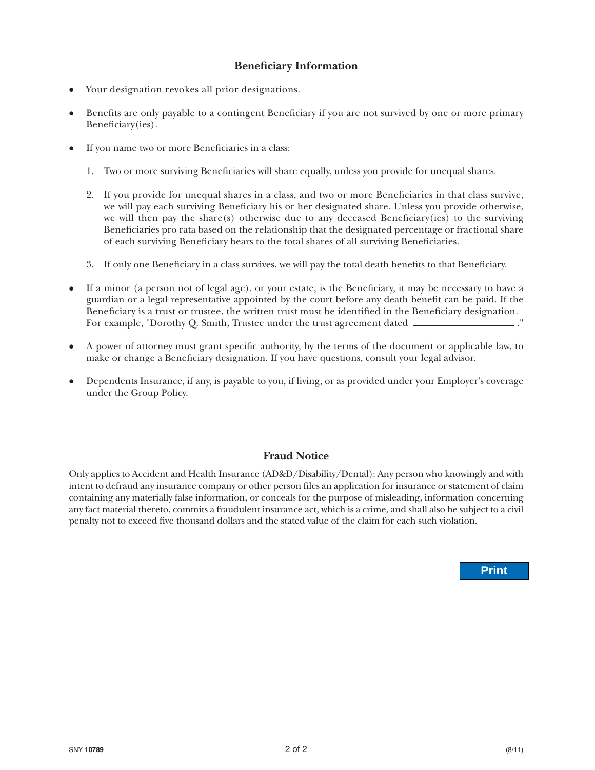## Beneficiary Information

- Your designation revokes all prior designations.
- Benefits are only payable to a contingent Beneficiary if you are not survived by one or more primary Beneficiary(ies).
- If you name two or more Beneficiaries in a class:
  1. Two or more surviving Beneficiaries will share equally, unless you provide for unequal shares.
  2. If you provide for unequal shares in a class, and two or more Beneficiaries in that class survive, we will pay each surviving Beneficiary his or her designated share. Unless you provide otherwise, we will then pay the share(s) otherwise due to any deceased Beneficiary(ies) to the surviving Beneficiaries pro rata based on the relationship that the designated percentage or fractional share of each surviving Beneficiary bears to the total shares of all surviving Beneficiaries.
  3. If only one Beneficiary in a class survives, we will pay the total death benefits to that Beneficiary.
- If a minor (a person not of legal age), or your estate, is the Beneficiary, it may be necessary to have a guardian or a legal representative appointed by the court before any death benefit can be paid. If the Beneficiary is a trust or trustee, the written trust must be identified in the Beneficiary designation. For example, "Dorothy Q. Smith, Trustee under the trust agreement dated ____________________ ."
- A power of attorney must grant specific authority, by the terms of the document or applicable law, to make or change a Beneficiary designation. If you have questions, consult your legal advisor.
- Dependents Insurance, if any, is payable to you, if living, or as provided under your Employer's coverage under the Group Policy.

## Fraud Notice

Only applies to Accident and Health Insurance (AD&D/Disability/Dental): Any person who knowingly and with intent to defraud any insurance company or other person files an application for insurance or statement of claim containing any materially false information, or conceals for the purpose of misleading, information concerning any fact material thereto, commits a fraudulent insurance act, which is a crime, and shall also be subject to a civil penalty not to exceed five thousand dollars and the stated value of the claim for each such violation.

Print

SNY **10789** (8/11)